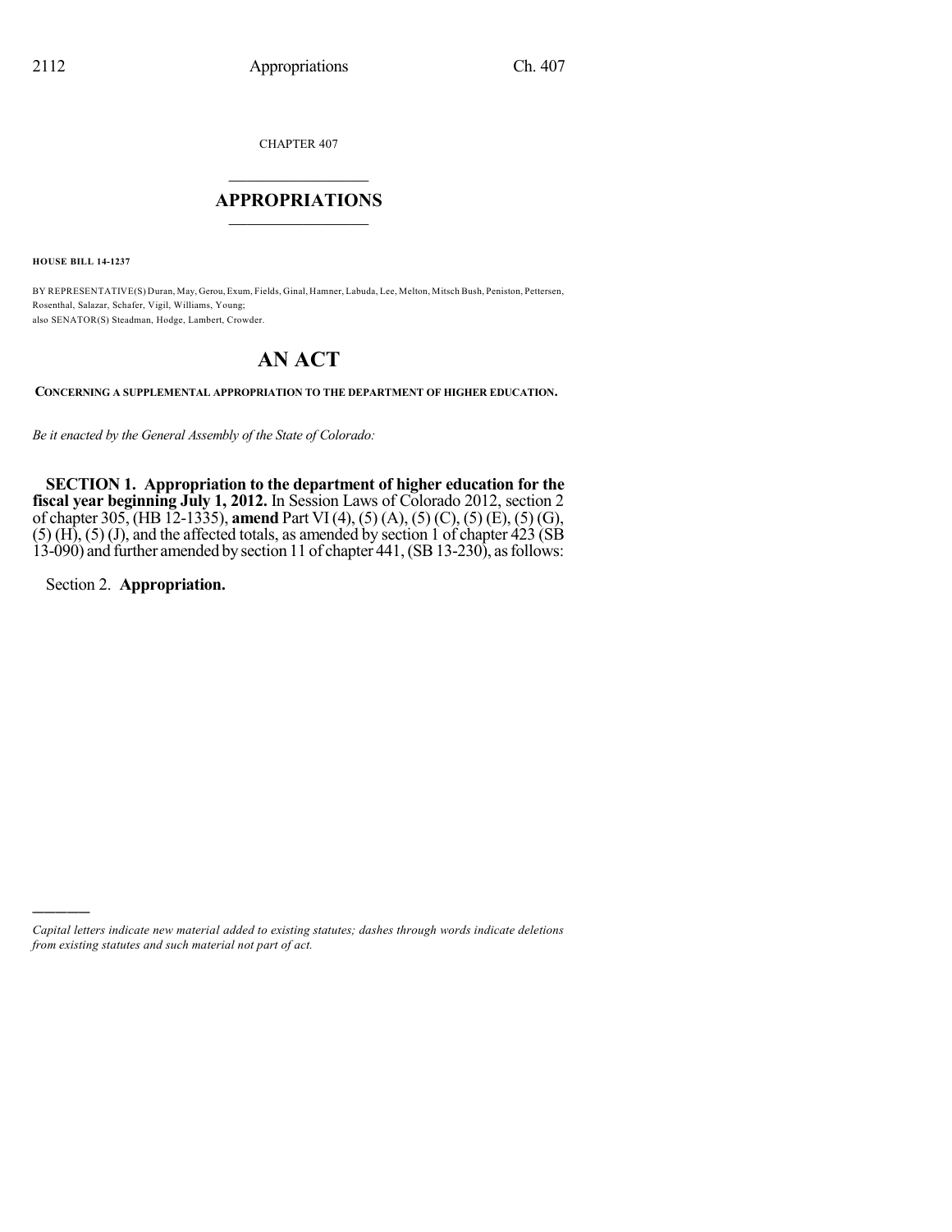CHAPTER 407

## APPROPRIATIONS

**HOUSE BILL 14-1237**

BY REPRESENTATIVE(S) Duran, May, Gerou, Exum, Fields, Ginal, Hamner, Labuda, Lee, Melton, Mitsch Bush, Peniston, Pettersen, Rosenthal, Salazar, Schafer, Vigil, Williams, Young;
also SENATOR(S) Steadman, Hodge, Lambert, Crowder.

# AN ACT

**CONCERNING A SUPPLEMENTAL APPROPRIATION TO THE DEPARTMENT OF HIGHER EDUCATION.**

*Be it enacted by the General Assembly of the State of Colorado:*

**SECTION 1. Appropriation to the department of higher education for the fiscal year beginning July 1, 2012.** In Session Laws of Colorado 2012, section 2 of chapter 305, (HB 12-1335), **amend** Part VI (4), (5) (A), (5) (C), (5) (E), (5) (G), (5) (H), (5) (J), and the affected totals, as amended by section 1 of chapter 423 (SB 13-090) and further amended by section 11 of chapter 441, (SB 13-230), as follows:

Section 2. **Appropriation.**

---

*Capital letters indicate new material added to existing statutes; dashes through words indicate deletions from existing statutes and such material not part of act.*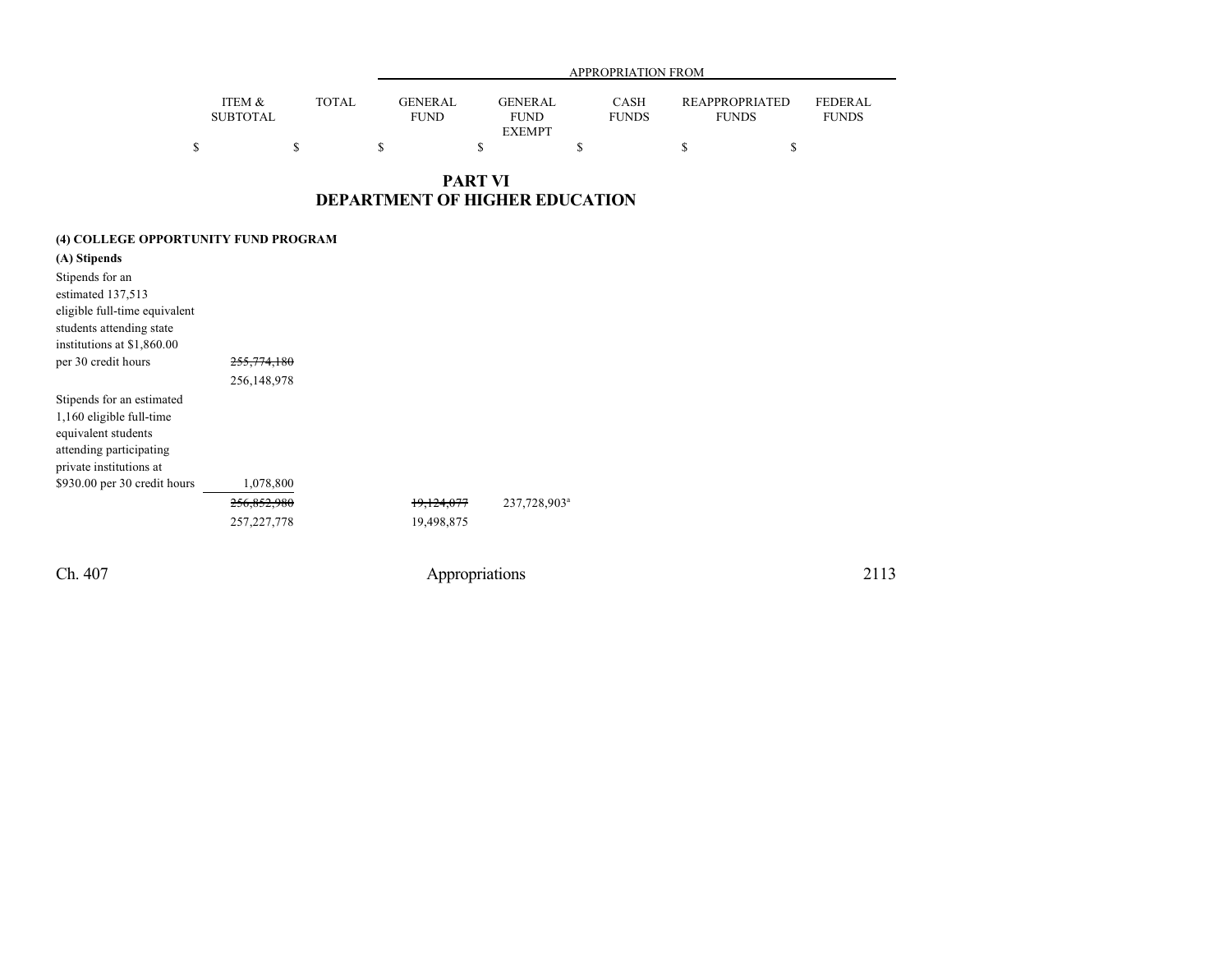## PART VI
## DEPARTMENT OF HIGHER EDUCATION

| | ITEM & SUBTOTAL | TOTAL | APPROPRIATION FROM GENERAL FUND | GENERAL FUND EXEMPT | CASH FUNDS | REAPPROPRIATED FUNDS | FEDERAL FUNDS |
|---|---|---|---|---|---|---|---|
| | $ | $ | $ | $ | $ | $ | $ |
| **(4) COLLEGE OPPORTUNITY FUND PROGRAM** | | | | | | | |
| **(A) Stipends** | | | | | | | |
| Stipends for an estimated 137,513 eligible full-time equivalent students attending state institutions at $1,860.00 per 30 credit hours | ~~255,774,180~~ 256,148,978 | | | | | | |
| Stipends for an estimated 1,160 eligible full-time equivalent students attending participating private institutions at $930.00 per 30 credit hours | 1,078,800 | | | | | | |
| | ~~256,852,980~~ 257,227,778 | | ~~19,124,077~~ 19,498,875 | 237,728,903[a] | | | |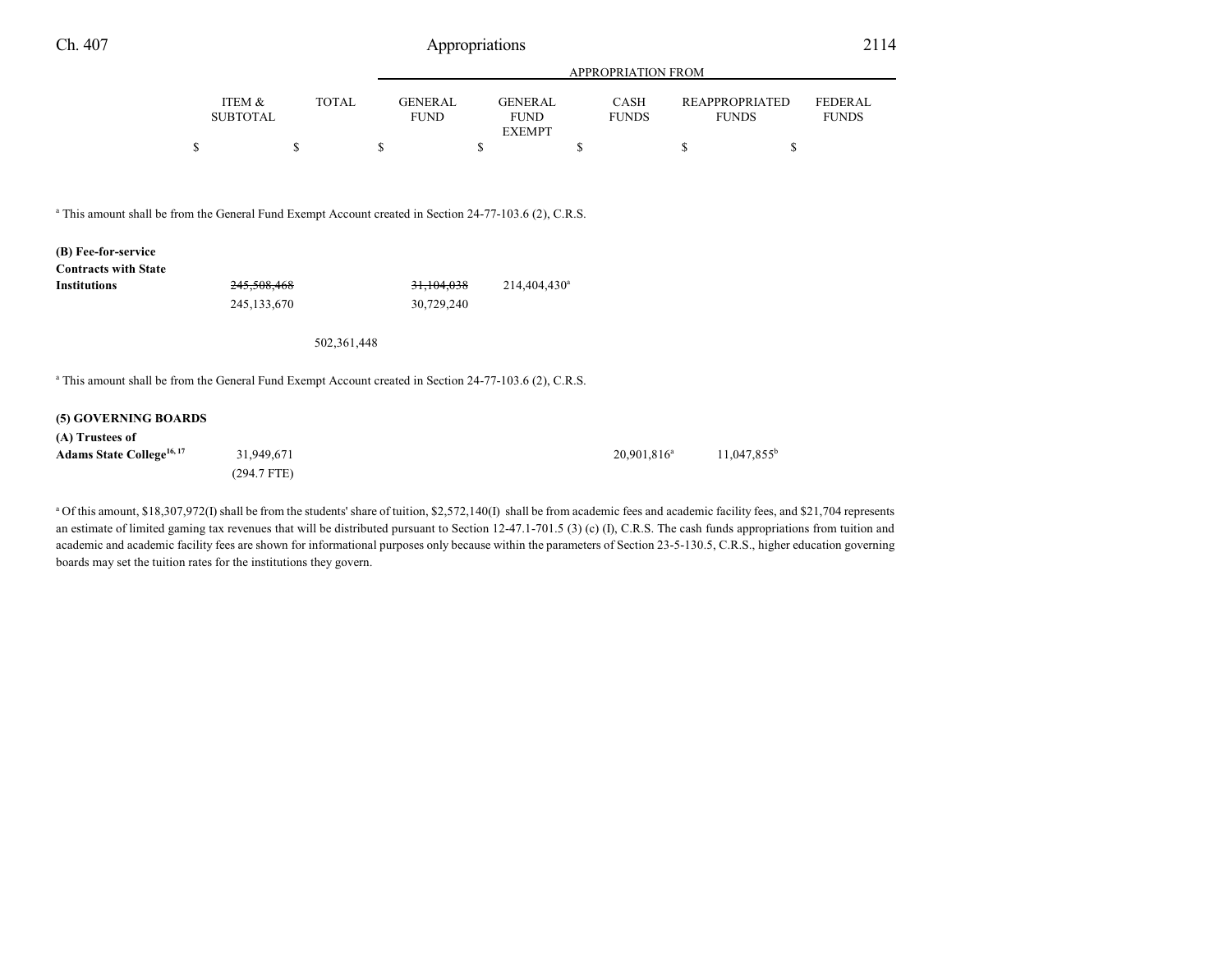| | ITEM & SUBTOTAL | TOTAL | APPROPRIATION FROM GENERAL FUND | GENERAL FUND EXEMPT | CASH FUNDS | REAPPROPRIATED FUNDS | FEDERAL FUNDS |
|---|---|---|---|---|---|---|---|
| | $ | $ | $ | $ | $ | $ | $ |

[a] This amount shall be from the General Fund Exempt Account created in Section 24-77-103.6 (2), C.R.S.

| | ITEM & SUBTOTAL | TOTAL | GENERAL FUND | GENERAL FUND EXEMPT | CASH FUNDS | REAPPROPRIATED FUNDS | FEDERAL FUNDS |
|---|---|---|---|---|---|---|---|
| **(B) Fee-for-service Contracts with State Institutions** | ~~245,508,468~~ | | ~~31,104,038~~ | 214,404,430[a] | | | |
| | 245,133,670 | | 30,729,240 | | | | |
| | | 502,361,448 | | | | | |

[a] This amount shall be from the General Fund Exempt Account created in Section 24-77-103.6 (2), C.R.S.

**(5) GOVERNING BOARDS**

| | ITEM & SUBTOTAL | TOTAL | GENERAL FUND | GENERAL FUND EXEMPT | CASH FUNDS | REAPPROPRIATED FUNDS | FEDERAL FUNDS |
|---|---|---|---|---|---|---|---|
| **(A) Trustees of Adams State College**[16, 17] | 31,949,671 | | | | 20,901,816[a] | 11,047,855[b] | |
| | (294.7 FTE) | | | | | | |

[a] Of this amount, $18,307,972(I) shall be from the students' share of tuition, $2,572,140(I) shall be from academic fees and academic facility fees, and $21,704 represents an estimate of limited gaming tax revenues that will be distributed pursuant to Section 12-47.1-701.5 (3) (c) (I), C.R.S. The cash funds appropriations from tuition and academic and academic facility fees are shown for informational purposes only because within the parameters of Section 23-5-130.5, C.R.S., higher education governing boards may set the tuition rates for the institutions they govern.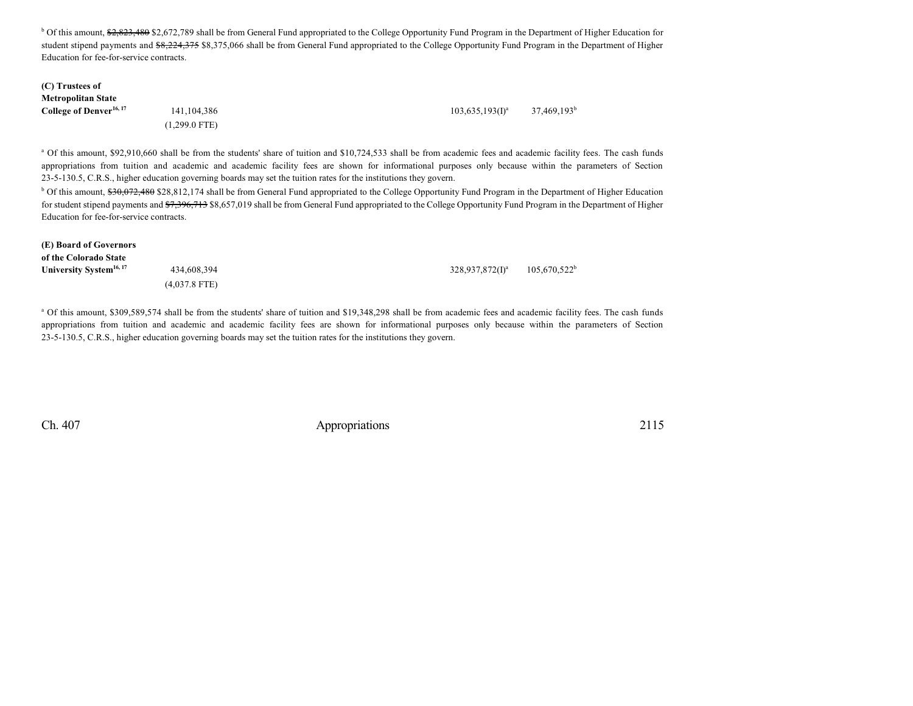[b] Of this amount, ~~$2,823,480~~ $2,672,789 shall be from General Fund appropriated to the College Opportunity Fund Program in the Department of Higher Education for student stipend payments and ~~$8,224,375~~ $8,375,066 shall be from General Fund appropriated to the College Opportunity Fund Program in the Department of Higher Education for fee-for-service contracts.

| | | | |
|---|---|---|---|
| **(C) Trustees of Metropolitan State College of Denver**[16, 17] | 141,104,386 (1,299.0 FTE) | 103,635,193(I)[a] | 37,469,193[b] |

[a] Of this amount, $92,910,660 shall be from the students' share of tuition and $10,724,533 shall be from academic fees and academic facility fees. The cash funds appropriations from tuition and academic and academic facility fees are shown for informational purposes only because within the parameters of Section 23-5-130.5, C.R.S., higher education governing boards may set the tuition rates for the institutions they govern.

[b] Of this amount, ~~$30,072,480~~ $28,812,174 shall be from General Fund appropriated to the College Opportunity Fund Program in the Department of Higher Education for student stipend payments and ~~$7,396,713~~ $8,657,019 shall be from General Fund appropriated to the College Opportunity Fund Program in the Department of Higher Education for fee-for-service contracts.

| | | | |
|---|---|---|---|
| **(E) Board of Governors of the Colorado State University System**[16, 17] | 434,608,394 (4,037.8 FTE) | 328,937,872(I)[a] | 105,670,522[b] |

[a] Of this amount, $309,589,574 shall be from the students' share of tuition and $19,348,298 shall be from academic fees and academic facility fees. The cash funds appropriations from tuition and academic and academic facility fees are shown for informational purposes only because within the parameters of Section 23-5-130.5, C.R.S., higher education governing boards may set the tuition rates for the institutions they govern.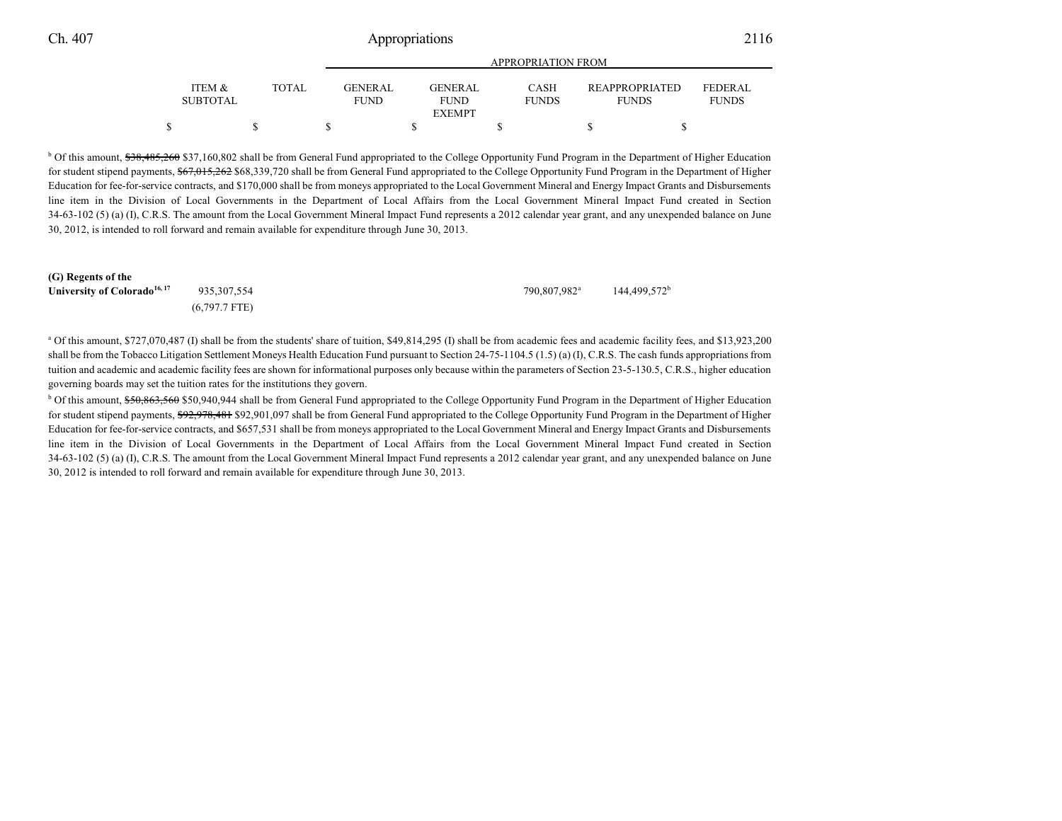| | ITEM & SUBTOTAL | TOTAL | APPROPRIATION FROM GENERAL FUND | GENERAL FUND EXEMPT | CASH FUNDS | REAPPROPRIATED FUNDS | FEDERAL FUNDS |
|---|---|---|---|---|---|---|---|
| | $ | $ | $ | $ | $ | $ | $ |

[b] Of this amount, ~~$38,485,260~~ $37,160,802 shall be from General Fund appropriated to the College Opportunity Fund Program in the Department of Higher Education for student stipend payments, ~~$67,015,262~~ $68,339,720 shall be from General Fund appropriated to the College Opportunity Fund Program in the Department of Higher Education for fee-for-service contracts, and $170,000 shall be from moneys appropriated to the Local Government Mineral and Energy Impact Grants and Disbursements line item in the Division of Local Governments in the Department of Local Affairs from the Local Government Mineral Impact Fund created in Section 34-63-102 (5) (a) (I), C.R.S. The amount from the Local Government Mineral Impact Fund represents a 2012 calendar year grant, and any unexpended balance on June 30, 2012, is intended to roll forward and remain available for expenditure through June 30, 2013.

| | ITEM & SUBTOTAL | TOTAL | GENERAL FUND | GENERAL FUND EXEMPT | CASH FUNDS | REAPPROPRIATED FUNDS | FEDERAL FUNDS |
|---|---|---|---|---|---|---|---|
| **(G) Regents of the University of Colorado**[16, 17] | 935,307,554 | | | | 790,807,982[a] | 144,499,572[b] | |
| | (6,797.7 FTE) | | | | | | |

[a] Of this amount, $727,070,487 (I) shall be from the students' share of tuition, $49,814,295 (I) shall be from academic fees and academic facility fees, and $13,923,200 shall be from the Tobacco Litigation Settlement Moneys Health Education Fund pursuant to Section 24-75-1104.5 (1.5) (a) (I), C.R.S. The cash funds appropriations from tuition and academic and academic facility fees are shown for informational purposes only because within the parameters of Section 23-5-130.5, C.R.S., higher education governing boards may set the tuition rates for the institutions they govern.

[b] Of this amount, ~~$50,863,560~~ $50,940,944 shall be from General Fund appropriated to the College Opportunity Fund Program in the Department of Higher Education for student stipend payments, ~~$92,978,481~~ $92,901,097 shall be from General Fund appropriated to the College Opportunity Fund Program in the Department of Higher Education for fee-for-service contracts, and $657,531 shall be from moneys appropriated to the Local Government Mineral and Energy Impact Grants and Disbursements line item in the Division of Local Governments in the Department of Local Affairs from the Local Government Mineral Impact Fund created in Section 34-63-102 (5) (a) (I), C.R.S. The amount from the Local Government Mineral Impact Fund represents a 2012 calendar year grant, and any unexpended balance on June 30, 2012 is intended to roll forward and remain available for expenditure through June 30, 2013.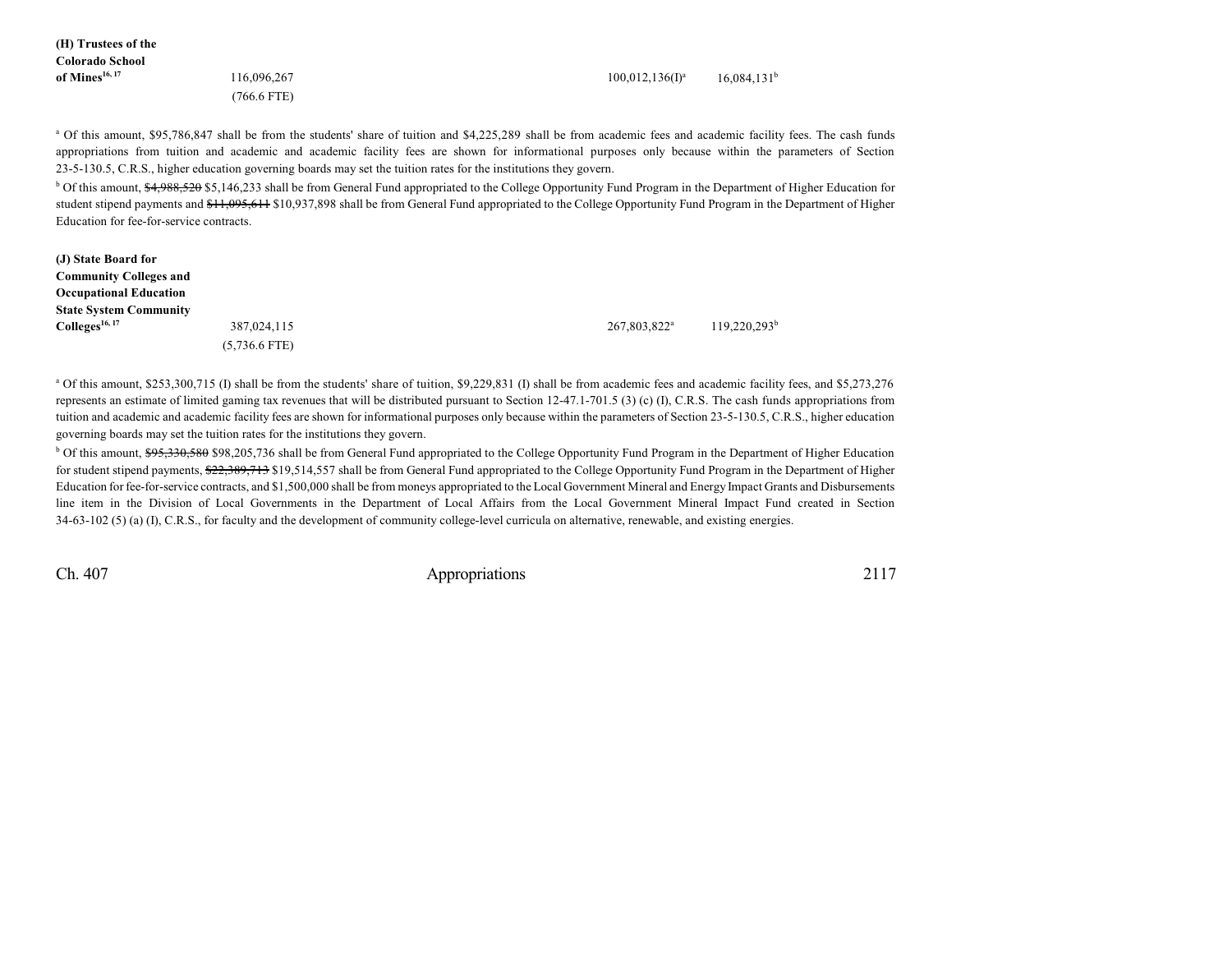| | | | |
|---|---|---|---|
| **(H) Trustees of the Colorado School of Mines**[16, 17] | 116,096,267 | 100,012,136(I)[a] | 16,084,131[b] |
| | (766.6 FTE) | | |

[a] Of this amount, $95,786,847 shall be from the students' share of tuition and $4,225,289 shall be from academic fees and academic facility fees. The cash funds appropriations from tuition and academic and academic facility fees are shown for informational purposes only because within the parameters of Section 23-5-130.5, C.R.S., higher education governing boards may set the tuition rates for the institutions they govern.

[b] Of this amount, ~~$4,988,520~~ $5,146,233 shall be from General Fund appropriated to the College Opportunity Fund Program in the Department of Higher Education for student stipend payments and ~~$11,095,611~~ $10,937,898 shall be from General Fund appropriated to the College Opportunity Fund Program in the Department of Higher Education for fee-for-service contracts.

| | | | |
|---|---|---|---|
| **(J) State Board for Community Colleges and Occupational Education State System Community Colleges**[16, 17] | 387,024,115 | 267,803,822[a] | 119,220,293[b] |
| | (5,736.6 FTE) | | |

[a] Of this amount, $253,300,715 (I) shall be from the students' share of tuition, $9,229,831 (I) shall be from academic fees and academic facility fees, and $5,273,276 represents an estimate of limited gaming tax revenues that will be distributed pursuant to Section 12-47.1-701.5 (3) (c) (I), C.R.S. The cash funds appropriations from tuition and academic and academic facility fees are shown for informational purposes only because within the parameters of Section 23-5-130.5, C.R.S., higher education governing boards may set the tuition rates for the institutions they govern.

[b] Of this amount, ~~$95,330,580~~ $98,205,736 shall be from General Fund appropriated to the College Opportunity Fund Program in the Department of Higher Education for student stipend payments, ~~$22,389,713~~ $19,514,557 shall be from General Fund appropriated to the College Opportunity Fund Program in the Department of Higher Education for fee-for-service contracts, and $1,500,000 shall be from moneys appropriated to the Local Government Mineral and Energy Impact Grants and Disbursements line item in the Division of Local Governments in the Department of Local Affairs from the Local Government Mineral Impact Fund created in Section 34-63-102 (5) (a) (I), C.R.S., for faculty and the development of community college-level curricula on alternative, renewable, and existing energies.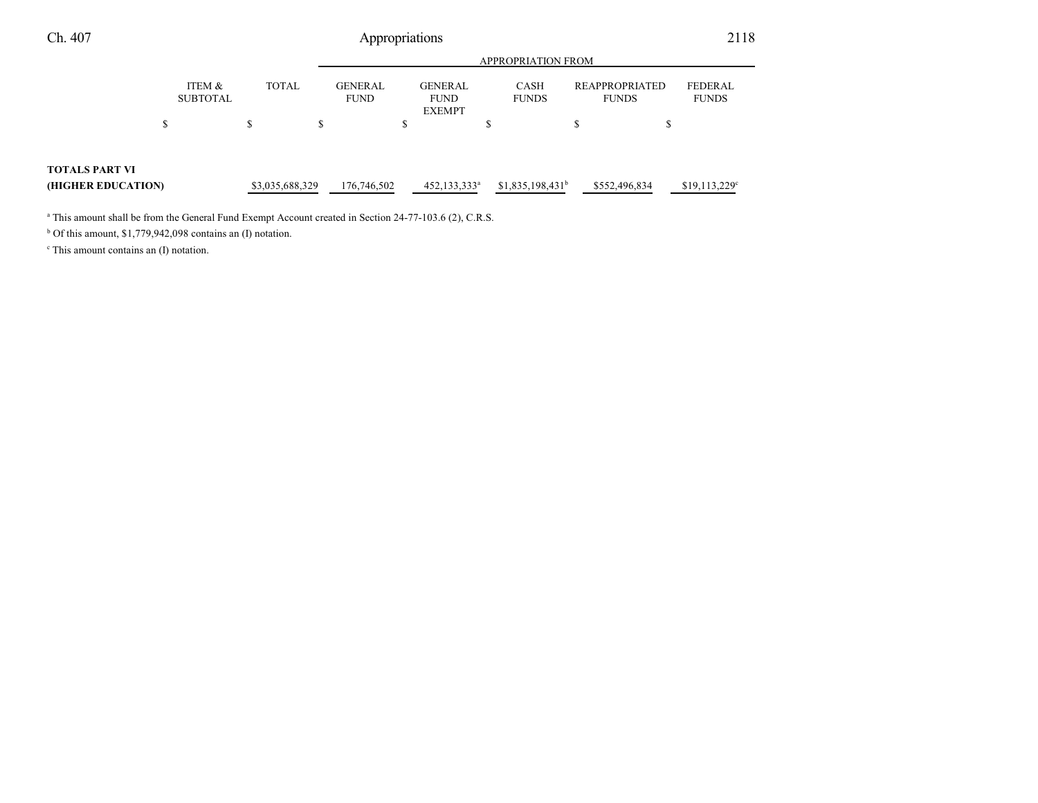| | ITEM & SUBTOTAL | TOTAL | APPROPRIATION FROM | | | | |
|---|---|---|---|---|---|---|---|
| | | | GENERAL FUND | GENERAL FUND EXEMPT | CASH FUNDS | REAPPROPRIATED FUNDS | FEDERAL FUNDS |
| | $ | $ | $ | $ | $ | $ | $ |
| **TOTALS PART VI (HIGHER EDUCATION)** | | $3,035,688,329 | 176,746,502 | 452,133,333[a] | $1,835,198,431[b] | $552,496,834 | $19,113,229[c] |

[a] This amount shall be from the General Fund Exempt Account created in Section 24-77-103.6 (2), C.R.S.

[b] Of this amount, $1,779,942,098 contains an (I) notation.

[c] This amount contains an (I) notation.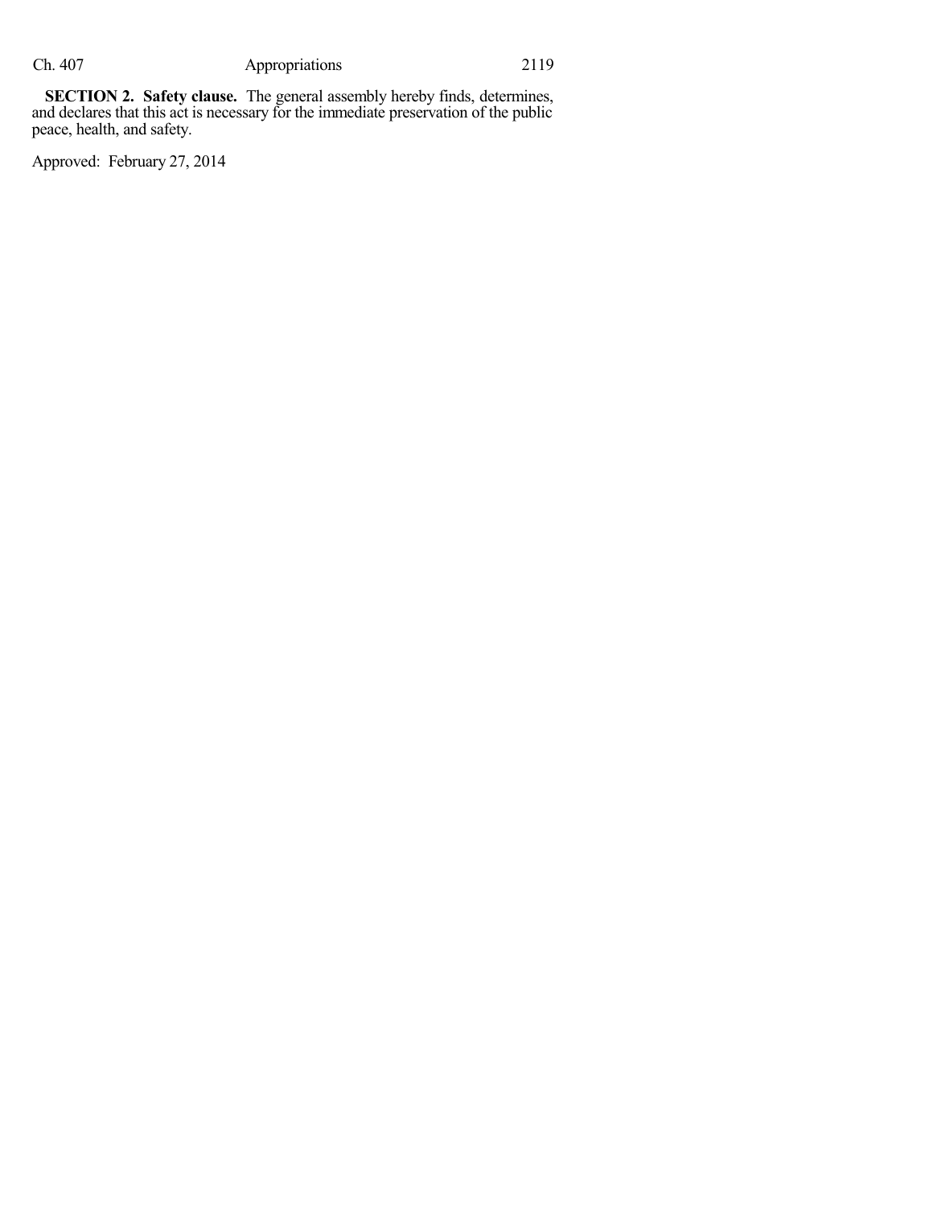**SECTION 2. Safety clause.** The general assembly hereby finds, determines, and declares that this act is necessary for the immediate preservation of the public peace, health, and safety.

Approved: February 27, 2014